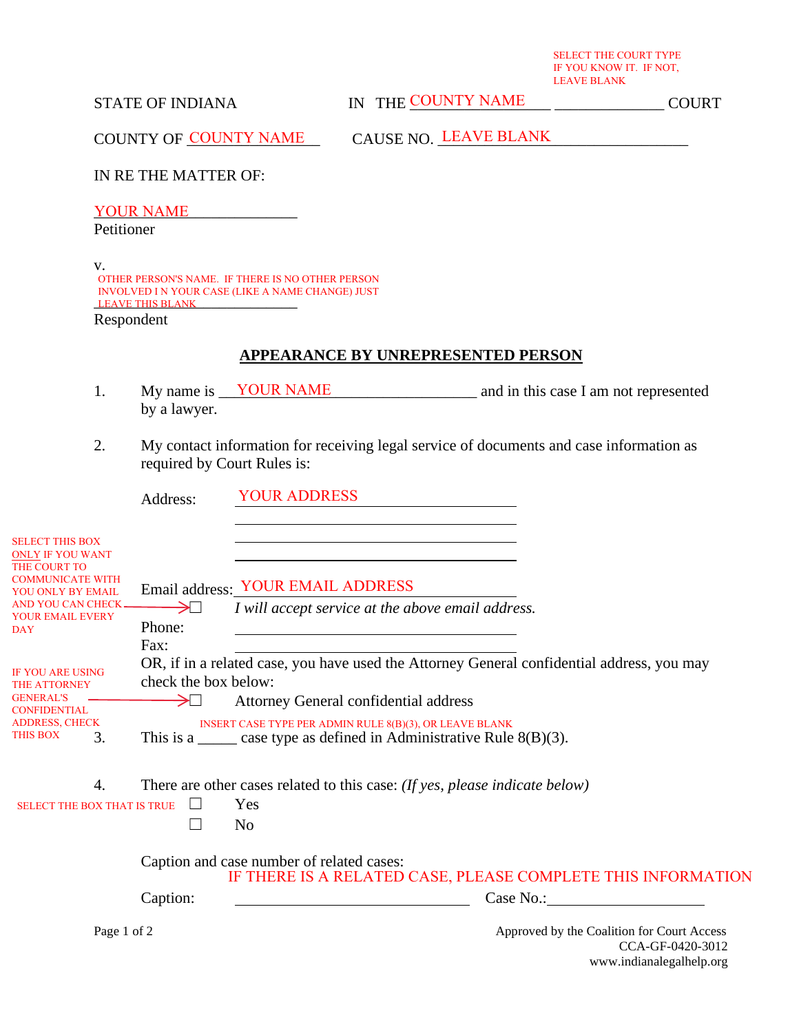SELECT THE COURT TYPE IF YOU KNOW IT. IF NOT, LEAVE BLANK

STATE OF INDIANA　　　　　　IN THE COUNTY NAME ______________ COURT

COUNTY OF COUNTY NAME　　　　CAUSE NO. LEAVE BLANK

IN RE THE MATTER OF:

YOUR NAME
Petitioner

v.

OTHER PERSON'S NAME. IF THERE IS NO OTHER PERSON INVOLVED I N YOUR CASE (LIKE A NAME CHANGE) JUST LEAVE THIS BLANK
Respondent

## APPEARANCE BY UNREPRESENTED PERSON

1. My name is YOUR NAME and in this case I am not represented by a lawyer.

2. My contact information for receiving legal service of documents and case information as required by Court Rules is:

   Address: YOUR ADDRESS

   ______________________

   ______________________

   ______________________

   Email address: YOUR EMAIL ADDRESS

   SELECT THIS BOX ONLY IF YOU WANT THE COURT TO COMMUNICATE WITH YOU ONLY BY EMAIL AND YOU CAN CHECK YOUR EMAIL EVERY DAY → ☐ *I will accept service at the above email address.*

   Phone: ______________________

   Fax: ______________________

   OR, if in a related case, you have used the Attorney General confidential address, you may check the box below:

   IF YOU ARE USING THE ATTORNEY GENERAL'S CONFIDENTIAL ADDRESS, CHECK THIS BOX → ☐ Attorney General confidential address

3. INSERT CASE TYPE PER ADMIN RULE 8(B)(3), OR LEAVE BLANK
   This is a _____ case type as defined in Administrative Rule 8(B)(3).

4. There are other cases related to this case: *(If yes, please indicate below)*

   SELECT THE BOX THAT IS TRUE
   ☐ Yes
   ☐ No

   Caption and case number of related cases:
   IF THERE IS A RELATED CASE, PLEASE COMPLETE THIS INFORMATION

   Caption: ______________________ Case No.: ______________________

Approved by the Coalition for Court Access
CCA-GF-0420-3012
www.indianalegalhelp.org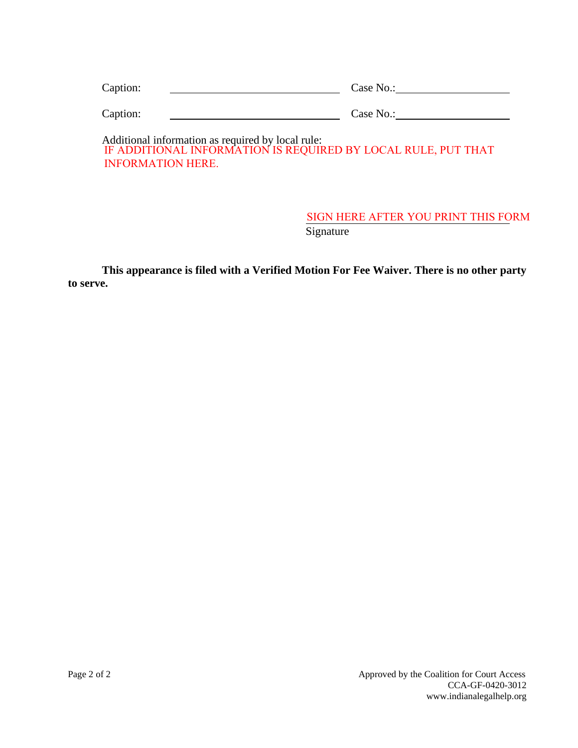Caption: ______________________________ Case No.: ____________________

Caption: ______________________________ Case No.: ____________________

Additional information as required by local rule:
IF ADDITIONAL INFORMATION IS REQUIRED BY LOCAL RULE, PUT THAT INFORMATION HERE.

SIGN HERE AFTER YOU PRINT THIS FORM
Signature

**This appearance is filed with a Verified Motion For Fee Waiver. There is no other party to serve.**

Approved by the Coalition for Court Access
CCA-GF-0420-3012
www.indianalegalhelp.org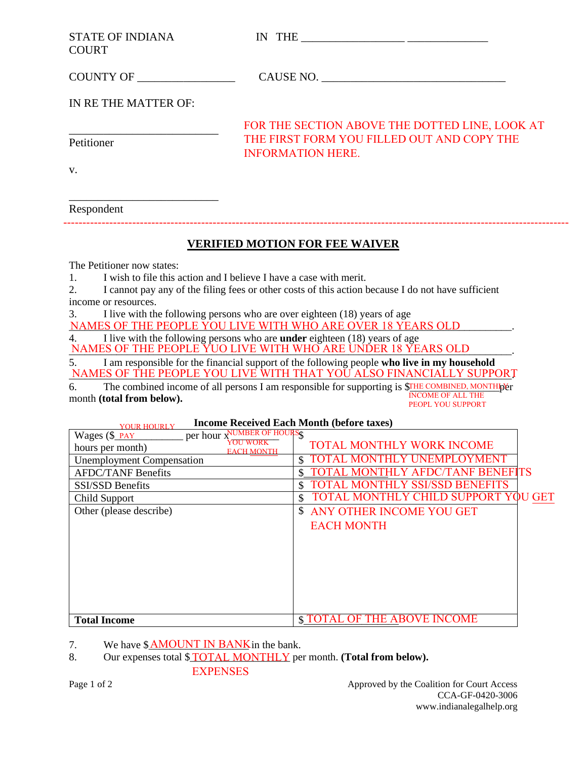STATE OF INDIANA COURT  IN THE __________________ ______________

COUNTY OF _________________  CAUSE NO. _________________________________

IN RE THE MATTER OF:

___________________________
Petitioner

FOR THE SECTION ABOVE THE DOTTED LINE, LOOK AT THE FIRST FORM YOU FILLED OUT AND COPY THE INFORMATION HERE.

v.

___________________________
Respondent

---

## VERIFIED MOTION FOR FEE WAIVER

The Petitioner now states:

1. I wish to file this action and I believe I have a case with merit.
2. I cannot pay any of the filing fees or other costs of this action because I do not have sufficient income or resources.
3. I live with the following persons who are over eighteen (18) years of age NAMES OF THE PEOPLE YOU LIVE WITH WHO ARE OVER 18 YEARS OLD.
4. I live with the following persons who are **under** eighteen (18) years of age NAMES OF THE PEOPLE YUO LIVE WITH WHO ARE UNDER 18 YEARS OLD.
5. I am responsible for the financial support of the following people **who live in my household** NAMES OF THE PEOPLE YOU LIVE WITH THAT YOU ALSO FINANCIALLY SUPPORT
6. The combined income of all persons I am responsible for supporting is $THE COMBINED, MONTHLY INCOME OF ALL THE PEOPL YOU SUPPORT per month **(total from below).**

**Income Received Each Month (before taxes)**

| | |
|---|---|
| Wages ($ YOUR HOURLY PAY per hour x NUMBER OF HOURS YOU WORK EACH MONTH hours per month) | $ TOTAL MONTHLY WORK INCOME |
| Unemployment Compensation | $ TOTAL MONTHLY UNEMPLOYMENT |
| AFDC/TANF Benefits | $ TOTAL MONTHLY AFDC/TANF BENEFITS |
| SSI/SSD Benefits | $ TOTAL MONTHLY SSI/SSD BENEFITS |
| Child Support | $ TOTAL MONTHLY CHILD SUPPORT YOU GET |
| Other (please describe) | $ ANY OTHER INCOME YOU GET EACH MONTH |
| **Total Income** | $ TOTAL OF THE ABOVE INCOME |

7. We have $ AMOUNT IN BANK in the bank.
8. Our expenses total $ TOTAL MONTHLY EXPENSES per month. **(Total from below).**

Approved by the Coalition for Court Access
CCA-GF-0420-3006
www.indianalegalhelp.org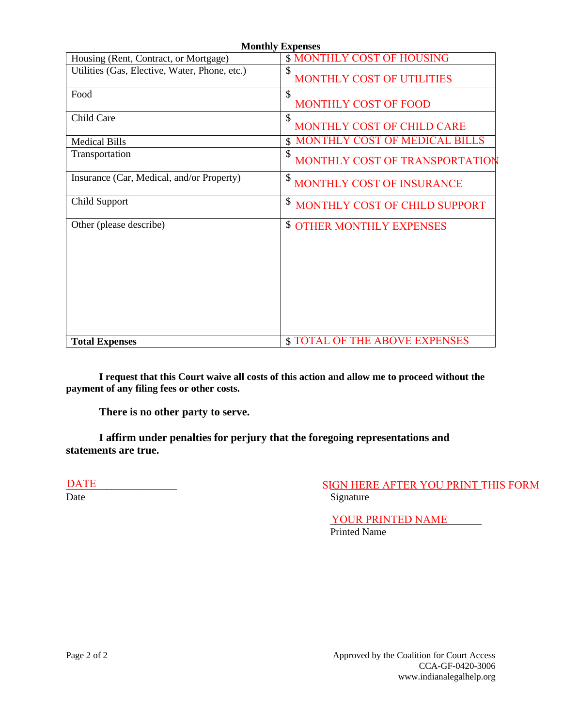**Monthly Expenses**

| | |
|---|---|
| Housing (Rent, Contract, or Mortgage) | $ MONTHLY COST OF HOUSING |
| Utilities (Gas, Elective, Water, Phone, etc.) | $ MONTHLY COST OF UTILITIES |
| Food | $ MONTHLY COST OF FOOD |
| Child Care | $ MONTHLY COST OF CHILD CARE |
| Medical Bills | $ MONTHLY COST OF MEDICAL BILLS |
| Transportation | $ MONTHLY COST OF TRANSPORTATION |
| Insurance (Car, Medical, and/or Property) | $ MONTHLY COST OF INSURANCE |
| Child Support | $ MONTHLY COST OF CHILD SUPPORT |
| Other (please describe) | $ OTHER MONTHLY EXPENSES |
| **Total Expenses** | $ TOTAL OF THE ABOVE EXPENSES |

**I request that this Court waive all costs of this action and allow me to proceed without the payment of any filing fees or other costs.**

**There is no other party to serve.**

**I affirm under penalties for perjury that the foregoing representations and statements are true.**

DATE______________
Date

SIGN HERE AFTER YOU PRINT THIS FORM
Signature

YOUR PRINTED NAME______
Printed Name

Approved by the Coalition for Court Access
CCA-GF-0420-3006
www.indianalegalhelp.org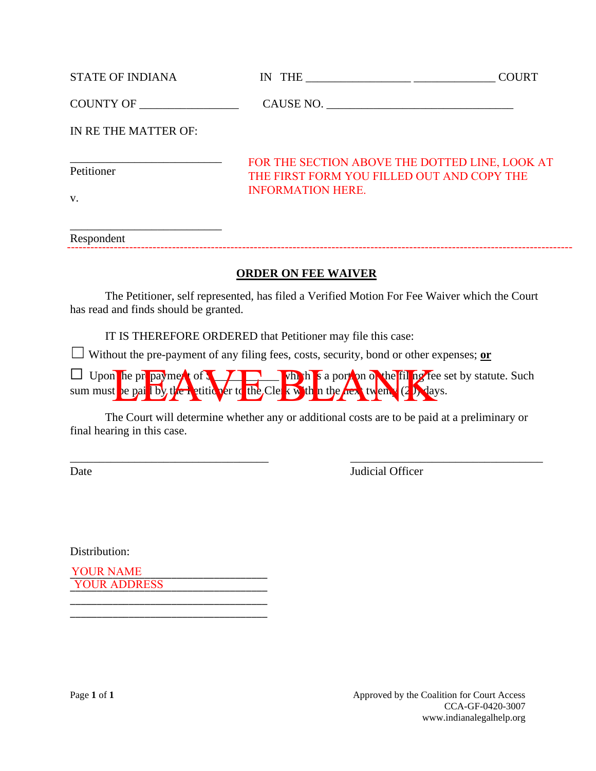STATE OF INDIANA IN THE __________________ ______________ COURT

COUNTY OF _________________ CAUSE NO. _________________________________

IN RE THE MATTER OF:

___________________________
Petitioner

v.

___________________________
Respondent

FOR THE SECTION ABOVE THE DOTTED LINE, LOOK AT THE FIRST FORM YOU FILLED OUT AND COPY THE INFORMATION HERE.

---

## ORDER ON FEE WAIVER

The Petitioner, self represented, has filed a Verified Motion For Fee Waiver which the Court has read and finds should be granted.

IT IS THEREFORE ORDERED that Petitioner may file this case:

☐ Without the pre-payment of any filing fees, costs, security, bond or other expenses; **or**

☐ Upon the prepayment of $__________ which is a portion of the filing fee set by statute. Such sum must be paid by the Petitioner to the Clerk within the next twenty (20) days.

LEAVE BLANK

The Court will determine whether any or additional costs are to be paid at a preliminary or final hearing in this case.

___________________________________
Date

___________________________________
Judicial Officer

Distribution:

YOUR NAME___________________________
YOUR ADDRESS________________________
___________________________________
___________________________________

Approved by the Coalition for Court Access
CCA-GF-0420-3007
www.indianalegalhelp.org